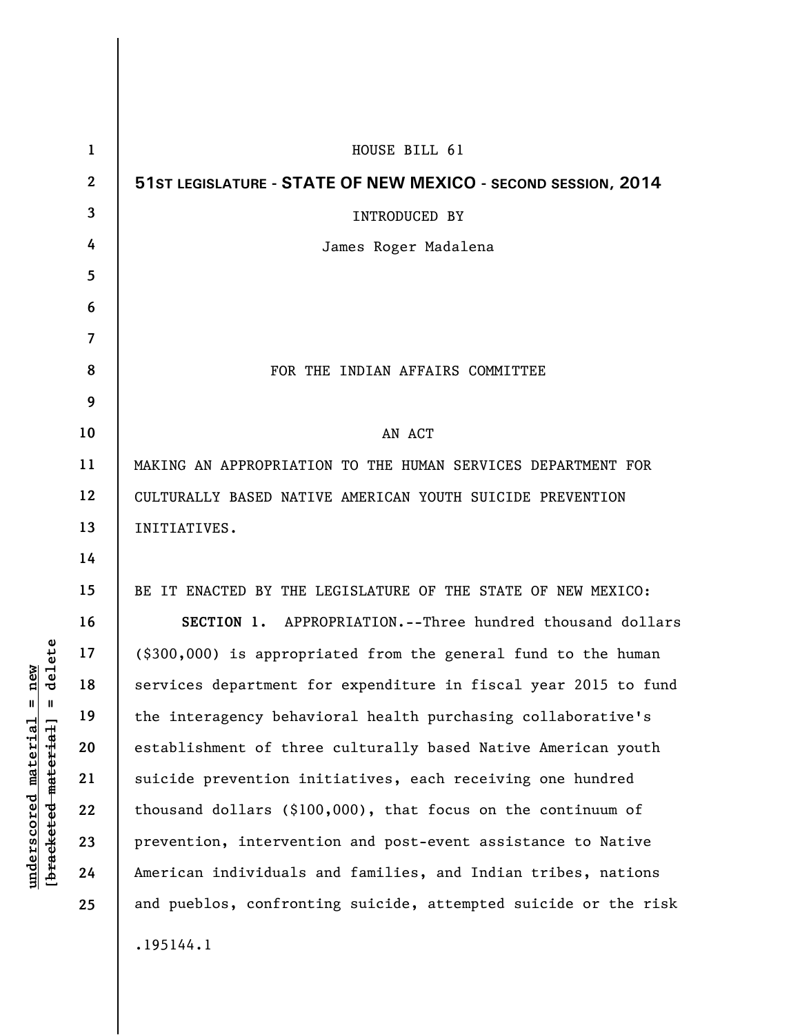HOUSE BILL 61

**51ST LEGISLATURE - STATE OF NEW MEXICO - SECOND SESSION, 2014**

INTRODUCED BY

James Roger Madalena

FOR THE INDIAN AFFAIRS COMMITTEE

AN ACT

MAKING AN APPROPRIATION TO THE HUMAN SERVICES DEPARTMENT FOR CULTURALLY BASED NATIVE AMERICAN YOUTH SUICIDE PREVENTION INITIATIVES.

BE IT ENACTED BY THE LEGISLATURE OF THE STATE OF NEW MEXICO:

**SECTION 1.** APPROPRIATION.--Three hundred thousand dollars ($300,000) is appropriated from the general fund to the human services department for expenditure in fiscal year 2015 to fund the interagency behavioral health purchasing collaborative's establishment of three culturally based Native American youth suicide prevention initiatives, each receiving one hundred thousand dollars ($100,000), that focus on the continuum of prevention, intervention and post-event assistance to Native American individuals and families, and Indian tribes, nations and pueblos, confronting suicide, attempted suicide or the risk

.195144.1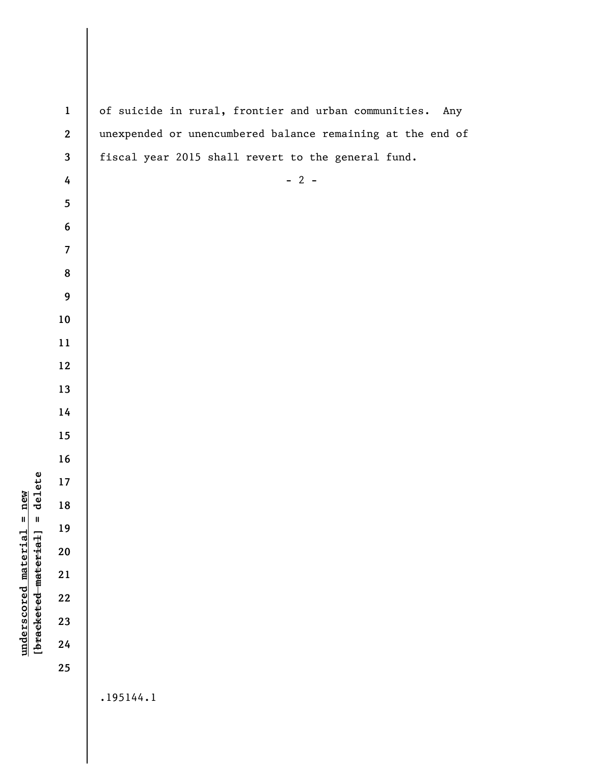of suicide in rural, frontier and urban communities. Any unexpended or unencumbered balance remaining at the end of fiscal year 2015 shall revert to the general fund.

- 2 -